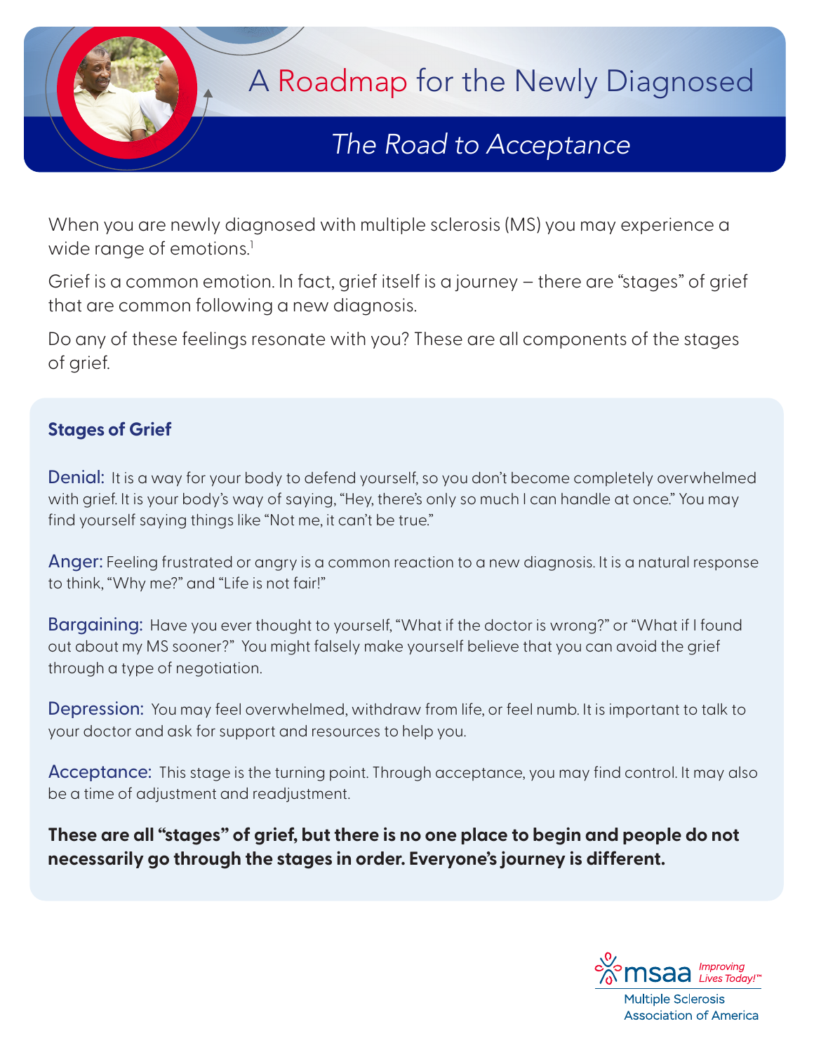# A Roadmap for the Newly Diagnosed

## *The Road to Acceptance*

When you are newly diagnosed with multiple sclerosis (MS) you may experience a wide range of emotions.[1]

Grief is a common emotion. In fact, grief itself is a journey – there are "stages" of grief that are common following a new diagnosis.

Do any of these feelings resonate with you? These are all components of the stages of grief.

### Stages of Grief

**Denial:** It is a way for your body to defend yourself, so you don't become completely overwhelmed with grief. It is your body's way of saying, "Hey, there's only so much I can handle at once." You may find yourself saying things like "Not me, it can't be true."

**Anger:** Feeling frustrated or angry is a common reaction to a new diagnosis. It is a natural response to think, "Why me?" and "Life is not fair!"

**Bargaining:** Have you ever thought to yourself, "What if the doctor is wrong?" or "What if I found out about my MS sooner?" You might falsely make yourself believe that you can avoid the grief through a type of negotiation.

**Depression:** You may feel overwhelmed, withdraw from life, or feel numb. It is important to talk to your doctor and ask for support and resources to help you.

**Acceptance:** This stage is the turning point. Through acceptance, you may find control. It may also be a time of adjustment and readjustment.

**These are all "stages" of grief, but there is no one place to begin and people do not necessarily go through the stages in order. Everyone's journey is different.**

msaa *Improving Lives Today!™*
Multiple Sclerosis Association of America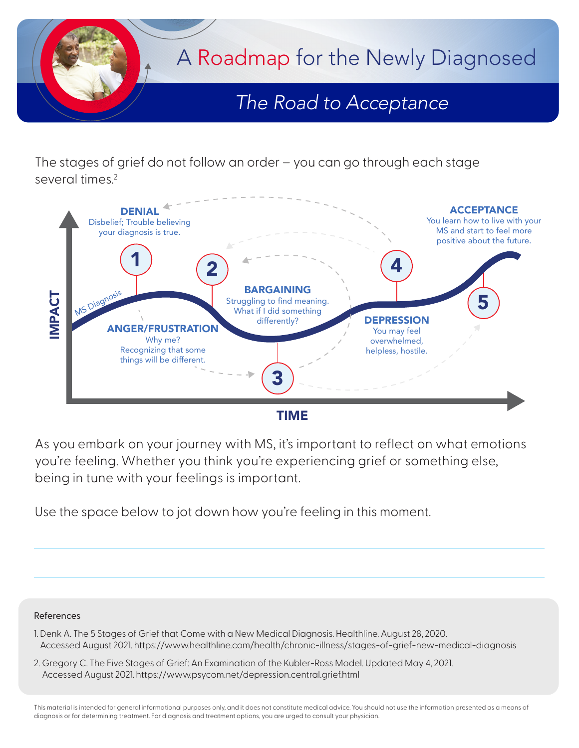# A Roadmap for the Newly Diagnosed

## *The Road to Acceptance*

The stages of grief do not follow an order – you can go through each stage several times.[2]

IMPACT

TIME

MS Diagnosis

1
**DENIAL**
Disbelief; Trouble believing your diagnosis is true.

2
**ANGER/FRUSTRATION**
Why me?
Recognizing that some things will be different.

3
**BARGAINING**
Struggling to find meaning.
What if I did something differently?

4
**DEPRESSION**
You may feel overwhelmed, helpless, hostile.

5
**ACCEPTANCE**
You learn how to live with your MS and start to feel more positive about the future.

As you embark on your journey with MS, it's important to reflect on what emotions you're feeling. Whether you think you're experiencing grief or something else, being in tune with your feelings is important.

Use the space below to jot down how you're feeling in this moment.

References

1. Denk A. The 5 Stages of Grief that Come with a New Medical Diagnosis. Healthline. August 28, 2020. Accessed August 2021. https://www.healthline.com/health/chronic-illness/stages-of-grief-new-medical-diagnosis

2. Gregory C. The Five Stages of Grief: An Examination of the Kubler-Ross Model. Updated May 4, 2021. Accessed August 2021. https://www.psycom.net/depression.central.grief.html

This material is intended for general informational purposes only, and it does not constitute medical advice. You should not use the information presented as a means of diagnosis or for determining treatment. For diagnosis and treatment options, you are urged to consult your physician.